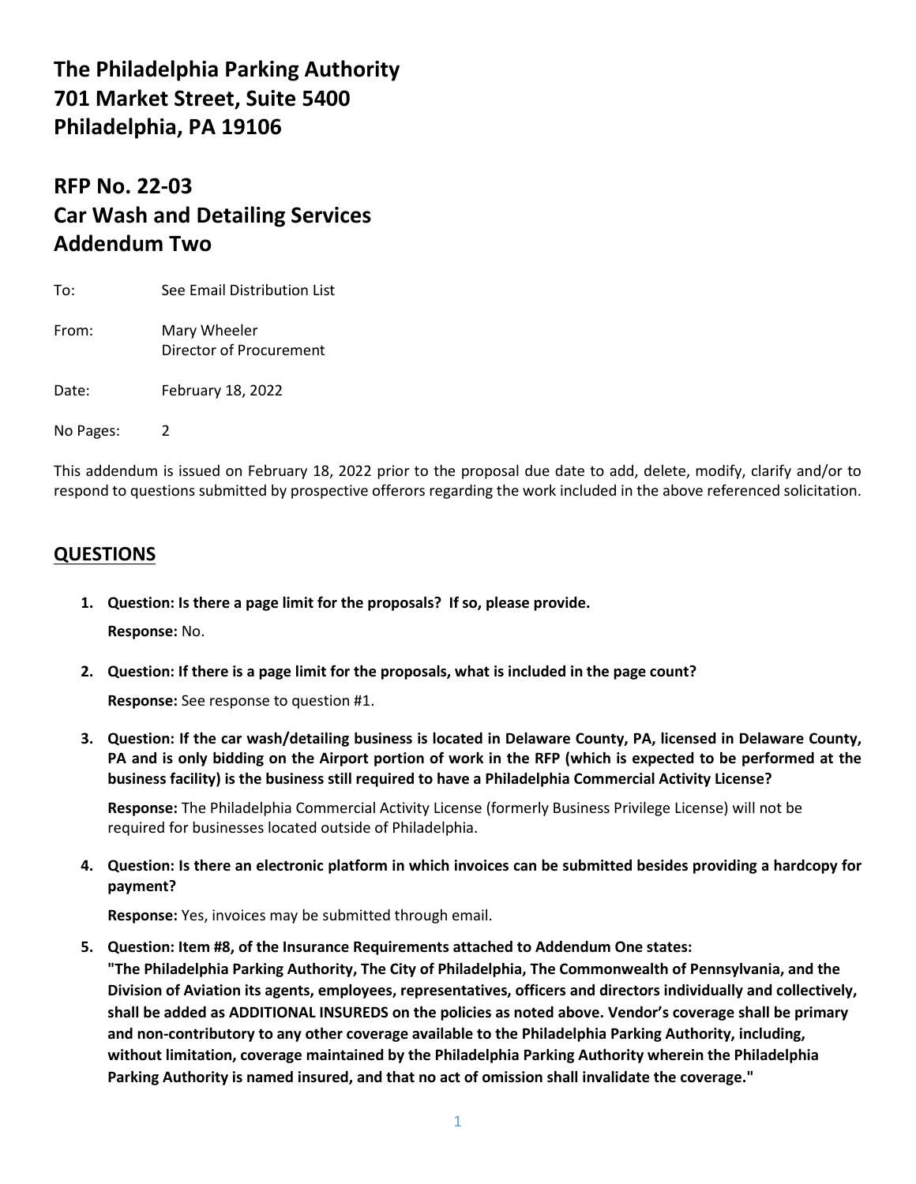# The Philadelphia Parking Authority
# 701 Market Street, Suite 5400
# Philadelphia, PA 19106

## RFP No. 22-03
## Car Wash and Detailing Services
## Addendum Two

| | |
|---|---|
| To: | See Email Distribution List |
| From: | Mary Wheeler<br>Director of Procurement |
| Date: | February 18, 2022 |
| No Pages: | 2 |

This addendum is issued on February 18, 2022 prior to the proposal due date to add, delete, modify, clarify and/or to respond to questions submitted by prospective offerors regarding the work included in the above referenced solicitation.

## QUESTIONS

1. **Question: Is there a page limit for the proposals? If so, please provide.**

   **Response:** No.

2. **Question: If there is a page limit for the proposals, what is included in the page count?**

   **Response:** See response to question #1.

3. **Question: If the car wash/detailing business is located in Delaware County, PA, licensed in Delaware County, PA and is only bidding on the Airport portion of work in the RFP (which is expected to be performed at the business facility) is the business still required to have a Philadelphia Commercial Activity License?**

   **Response:** The Philadelphia Commercial Activity License (formerly Business Privilege License) will not be required for businesses located outside of Philadelphia.

4. **Question: Is there an electronic platform in which invoices can be submitted besides providing a hardcopy for payment?**

   **Response:** Yes, invoices may be submitted through email.

5. **Question: Item #8, of the Insurance Requirements attached to Addendum One states:**
   **"The Philadelphia Parking Authority, The City of Philadelphia, The Commonwealth of Pennsylvania, and the Division of Aviation its agents, employees, representatives, officers and directors individually and collectively, shall be added as ADDITIONAL INSUREDS on the policies as noted above. Vendor's coverage shall be primary and non-contributory to any other coverage available to the Philadelphia Parking Authority, including, without limitation, coverage maintained by the Philadelphia Parking Authority wherein the Philadelphia Parking Authority is named insured, and that no act of omission shall invalidate the coverage."**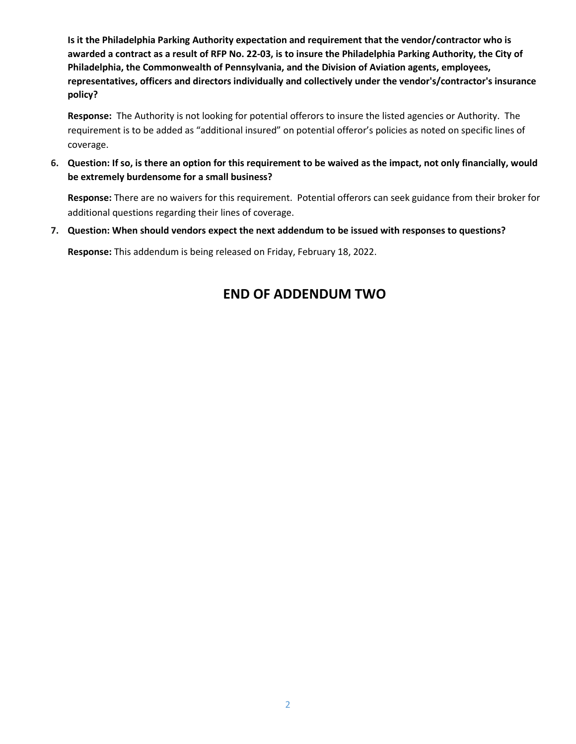**Is it the Philadelphia Parking Authority expectation and requirement that the vendor/contractor who is awarded a contract as a result of RFP No. 22-03, is to insure the Philadelphia Parking Authority, the City of Philadelphia, the Commonwealth of Pennsylvania, and the Division of Aviation agents, employees, representatives, officers and directors individually and collectively under the vendor's/contractor's insurance policy?**

**Response:** The Authority is not looking for potential offerors to insure the listed agencies or Authority. The requirement is to be added as "additional insured" on potential offeror's policies as noted on specific lines of coverage.

6. **Question: If so, is there an option for this requirement to be waived as the impact, not only financially, would be extremely burdensome for a small business?**

   **Response:** There are no waivers for this requirement. Potential offerors can seek guidance from their broker for additional questions regarding their lines of coverage.

7. **Question: When should vendors expect the next addendum to be issued with responses to questions?**

   **Response:** This addendum is being released on Friday, February 18, 2022.

## END OF ADDENDUM TWO